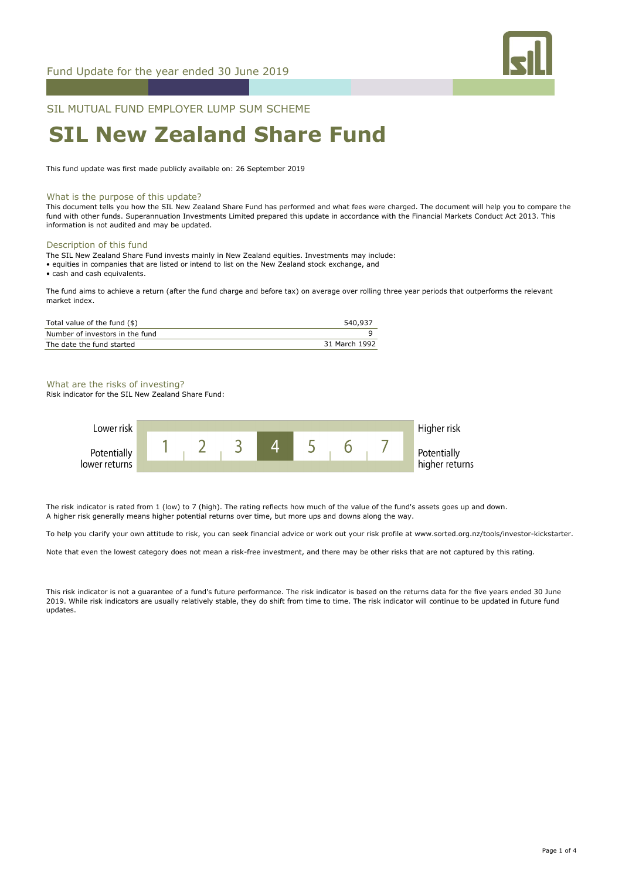Fund Update for the year ended 30 June 2019

SIL MUTUAL FUND EMPLOYER LUMP SUM SCHEME

# SIL New Zealand Share Fund

This fund update was first made publicly available on: 26 September 2019

## What is the purpose of this update?

This document tells you how the SIL New Zealand Share Fund has performed and what fees were charged. The document will help you to compare the fund with other funds. Superannuation Investments Limited prepared this update in accordance with the Financial Markets Conduct Act 2013. This information is not audited and may be updated.

## Description of this fund

The SIL New Zealand Share Fund invests mainly in New Zealand equities. Investments may include:

- equities in companies that are listed or intend to list on the New Zealand stock exchange, and
- cash and cash equivalents.

The fund aims to achieve a return (after the fund charge and before tax) on average over rolling three year periods that outperforms the relevant market index.

| | |
|---|---|
| Total value of the fund ($) | 540,937 |
| Number of investors in the fund | 9 |
| The date the fund started | 31 March 1992 |

## What are the risks of investing?

Risk indicator for the SIL New Zealand Share Fund:

| Lower risk / Potentially lower returns | 1 | 2 | 3 | **4** | 5 | 6 | 7 | Higher risk / Potentially higher returns |
|---|---|---|---|---|---|---|---|---|

The risk indicator is rated from 1 (low) to 7 (high). The rating reflects how much of the value of the fund's assets goes up and down. A higher risk generally means higher potential returns over time, but more ups and downs along the way.

To help you clarify your own attitude to risk, you can seek financial advice or work out your risk profile at www.sorted.org.nz/tools/investor-kickstarter.

Note that even the lowest category does not mean a risk-free investment, and there may be other risks that are not captured by this rating.

This risk indicator is not a guarantee of a fund's future performance. The risk indicator is based on the returns data for the five years ended 30 June 2019. While risk indicators are usually relatively stable, they do shift from time to time. The risk indicator will continue to be updated in future fund updates.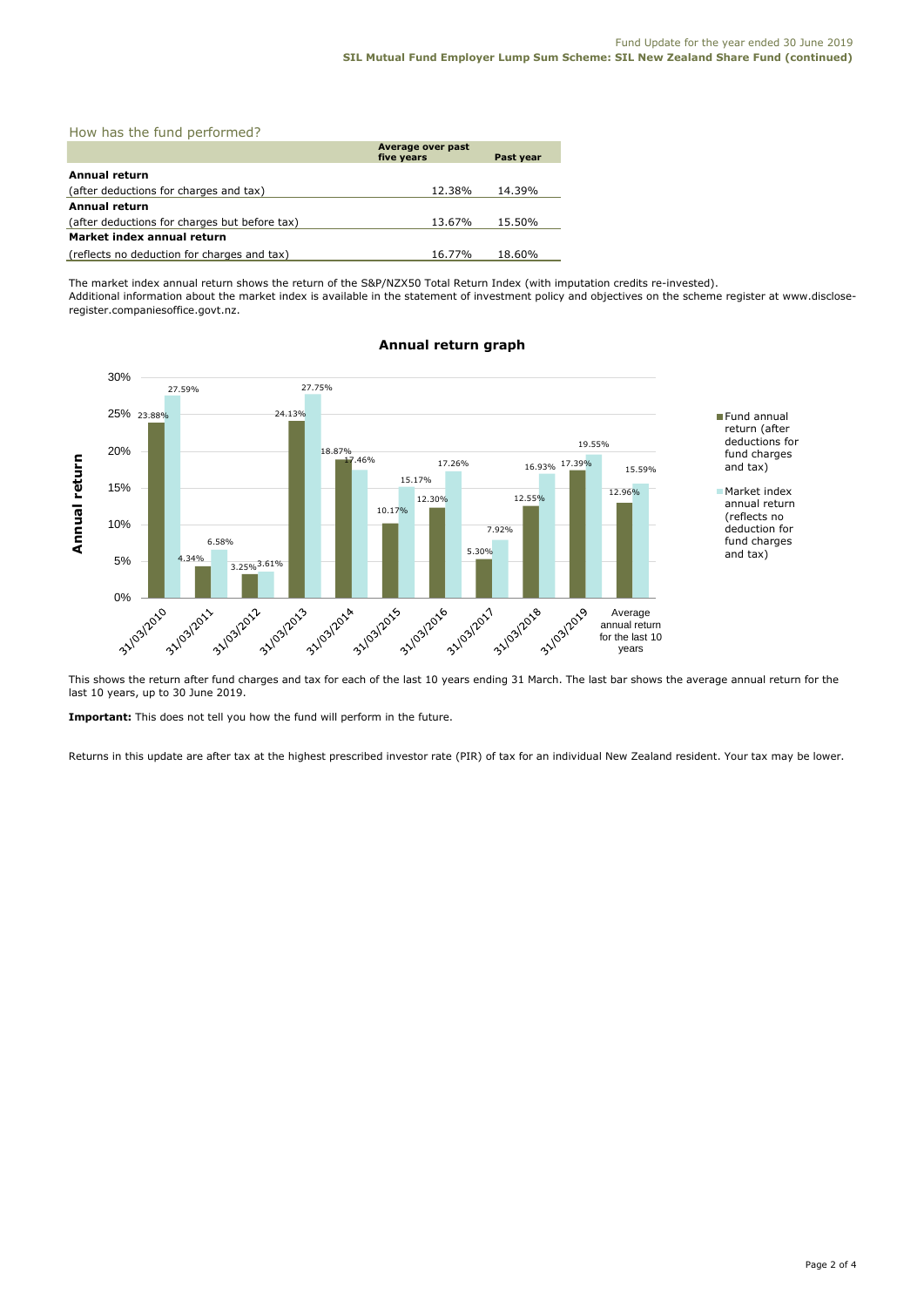## How has the fund performed?

| | Average over past five years | Past year |
|---|---|---|
| **Annual return** | | |
| (after deductions for charges and tax) | 12.38% | 14.39% |
| **Annual return** | | |
| (after deductions for charges but before tax) | 13.67% | 15.50% |
| **Market index annual return** | | |
| (reflects no deduction for charges and tax) | 16.77% | 18.60% |

The market index annual return shows the return of the S&P/NZX50 Total Return Index (with imputation credits re-invested).
Additional information about the market index is available in the statement of investment policy and objectives on the scheme register at www.disclose-register.companiesoffice.govt.nz.

### Annual return graph

| | Fund annual return (after deductions for fund charges and tax) | Market index annual return (reflects no deduction for fund charges and tax) |
|---|---|---|
| 31/03/2010 | 23.88% | 27.59% |
| 31/03/2011 | 4.34% | 6.58% |
| 31/03/2012 | 3.25% | 3.61% |
| 31/03/2013 | 24.13% | 27.75% |
| 31/03/2014 | 18.87% | 17.46% |
| 31/03/2015 | 10.17% | 15.17% |
| 31/03/2016 | 12.30% | 17.26% |
| 31/03/2017 | 5.30% | 7.92% |
| 31/03/2018 | 12.55% | 16.93% |
| 31/03/2019 | 17.39% | 19.55% |
| Average annual return for the last 10 years | 12.96% | 15.59% |

This shows the return after fund charges and tax for each of the last 10 years ending 31 March. The last bar shows the average annual return for the last 10 years, up to 30 June 2019.

**Important:** This does not tell you how the fund will perform in the future.

Returns in this update are after tax at the highest prescribed investor rate (PIR) of tax for an individual New Zealand resident. Your tax may be lower.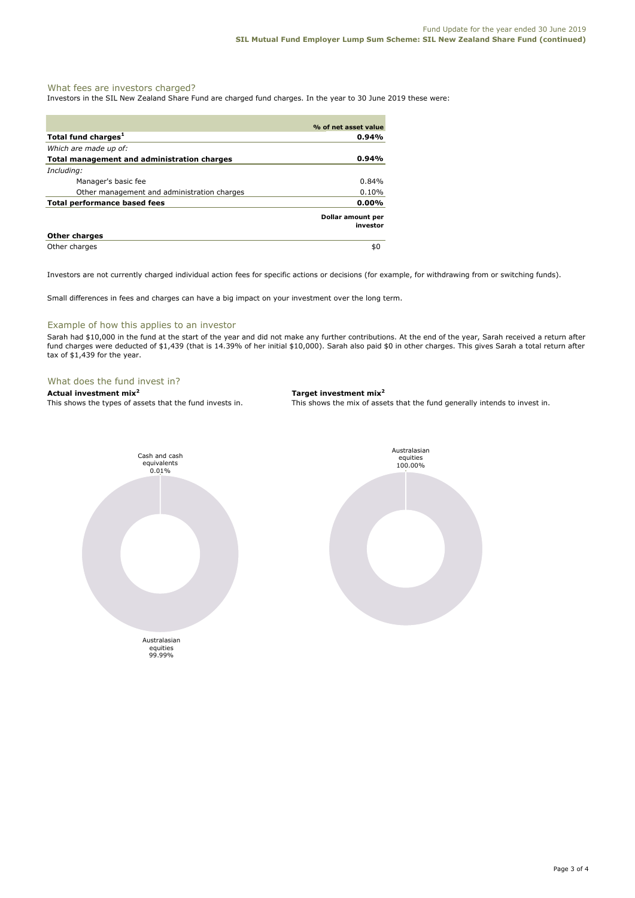## What fees are investors charged?

Investors in the SIL New Zealand Share Fund are charged fund charges. In the year to 30 June 2019 these were:

| | % of net asset value |
|---|---|
| **Total fund charges[1]** | **0.94%** |
| *Which are made up of:* | |
| **Total management and administration charges** | **0.94%** |
| *Including:* | |
| Manager's basic fee | 0.84% |
| Other management and administration charges | 0.10% |
| **Total performance based fees** | **0.00%** |
| | **Dollar amount per investor** |
| **Other charges** | |
| Other charges | $0 |

Investors are not currently charged individual action fees for specific actions or decisions (for example, for withdrawing from or switching funds).

Small differences in fees and charges can have a big impact on your investment over the long term.

## Example of how this applies to an investor

Sarah had $10,000 in the fund at the start of the year and did not make any further contributions. At the end of the year, Sarah received a return after fund charges were deducted of $1,439 (that is 14.39% of her initial $10,000). Sarah also paid $0 in other charges. This gives Sarah a total return after tax of $1,439 for the year.

## What does the fund invest in?

**Actual investment mix[2]**

This shows the types of assets that the fund invests in.

- Cash and cash equivalents 0.01%
- Australasian equities 99.99%

**Target investment mix[2]**

This shows the mix of assets that the fund generally intends to invest in.

- Australasian equities 100.00%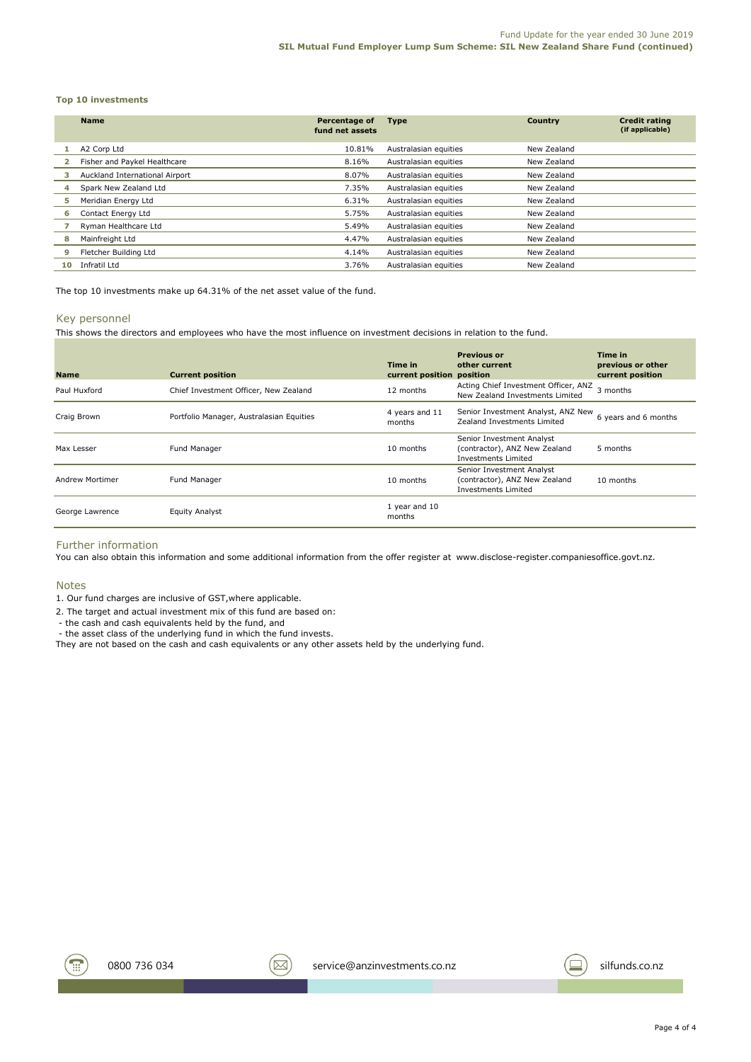### Top 10 investments

| | Name | Percentage of fund net assets | Type | Country | Credit rating (if applicable) |
|---|---|---|---|---|---|
| 1 | A2 Corp Ltd | 10.81% | Australasian equities | New Zealand | |
| 2 | Fisher and Paykel Healthcare | 8.16% | Australasian equities | New Zealand | |
| 3 | Auckland International Airport | 8.07% | Australasian equities | New Zealand | |
| 4 | Spark New Zealand Ltd | 7.35% | Australasian equities | New Zealand | |
| 5 | Meridian Energy Ltd | 6.31% | Australasian equities | New Zealand | |
| 6 | Contact Energy Ltd | 5.75% | Australasian equities | New Zealand | |
| 7 | Ryman Healthcare Ltd | 5.49% | Australasian equities | New Zealand | |
| 8 | Mainfreight Ltd | 4.47% | Australasian equities | New Zealand | |
| 9 | Fletcher Building Ltd | 4.14% | Australasian equities | New Zealand | |
| 10 | Infratil Ltd | 3.76% | Australasian equities | New Zealand | |

The top 10 investments make up 64.31% of the net asset value of the fund.

## Key personnel

This shows the directors and employees who have the most influence on investment decisions in relation to the fund.

| Name | Current position | Time in current position | Previous or other current position | Time in previous or other current position |
|---|---|---|---|---|
| Paul Huxford | Chief Investment Officer, New Zealand | 12 months | Acting Chief Investment Officer, ANZ New Zealand Investments Limited | 3 months |
| Craig Brown | Portfolio Manager, Australasian Equities | 4 years and 11 months | Senior Investment Analyst, ANZ New Zealand Investments Limited | 6 years and 6 months |
| Max Lesser | Fund Manager | 10 months | Senior Investment Analyst (contractor), ANZ New Zealand Investments Limited | 5 months |
| Andrew Mortimer | Fund Manager | 10 months | Senior Investment Analyst (contractor), ANZ New Zealand Investments Limited | 10 months |
| George Lawrence | Equity Analyst | 1 year and 10 months | | |

## Further information

You can also obtain this information and some additional information from the offer register at www.disclose-register.companiesoffice.govt.nz.

## Notes

1. Our fund charges are inclusive of GST,where applicable.
2. The target and actual investment mix of this fund are based on:
 - the cash and cash equivalents held by the fund, and
 - the asset class of the underlying fund in which the fund invests.

They are not based on the cash and cash equivalents or any other assets held by the underlying fund.

0800 736 034 service@anzinvestments.co.nz silfunds.co.nz